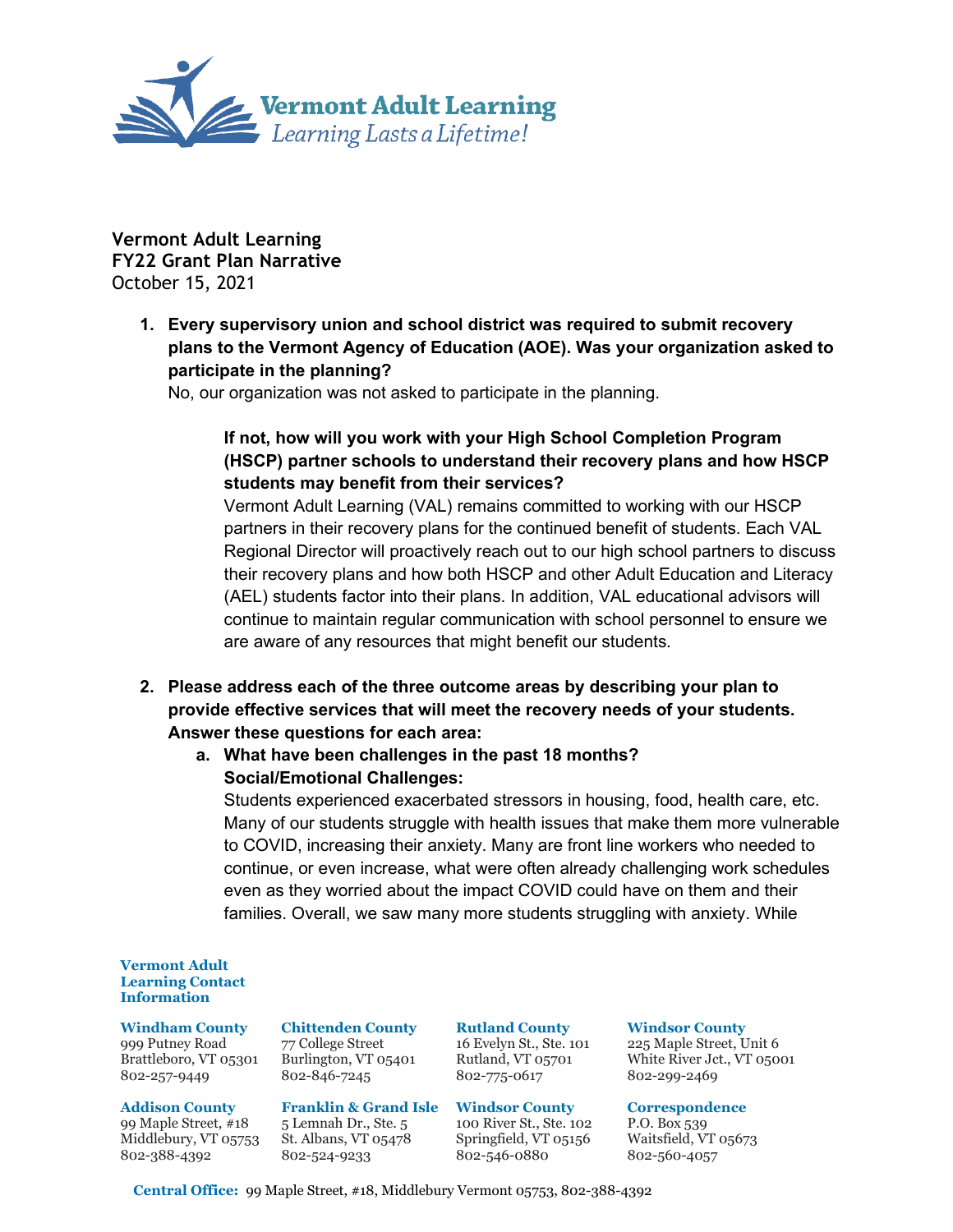**Vermont Adult Learning**
**FY22 Grant Plan Narrative**
October 15, 2021

1. **Every supervisory union and school district was required to submit recovery plans to the Vermont Agency of Education (AOE). Was your organization asked to participate in the planning?**
   No, our organization was not asked to participate in the planning.

   **If not, how will you work with your High School Completion Program (HSCP) partner schools to understand their recovery plans and how HSCP students may benefit from their services?**
   Vermont Adult Learning (VAL) remains committed to working with our HSCP partners in their recovery plans for the continued benefit of students. Each VAL Regional Director will proactively reach out to our high school partners to discuss their recovery plans and how both HSCP and other Adult Education and Literacy (AEL) students factor into their plans. In addition, VAL educational advisors will continue to maintain regular communication with school personnel to ensure we are aware of any resources that might benefit our students.

2. **Please address each of the three outcome areas by describing your plan to provide effective services that will meet the recovery needs of your students. Answer these questions for each area:**
   a. **What have been challenges in the past 18 months?**
      **Social/Emotional Challenges:**
      Students experienced exacerbated stressors in housing, food, health care, etc. Many of our students struggle with health issues that make them more vulnerable to COVID, increasing their anxiety. Many are front line workers who needed to continue, or even increase, what were often already challenging work schedules even as they worried about the impact COVID could have on them and their families. Overall, we saw many more students struggling with anxiety. While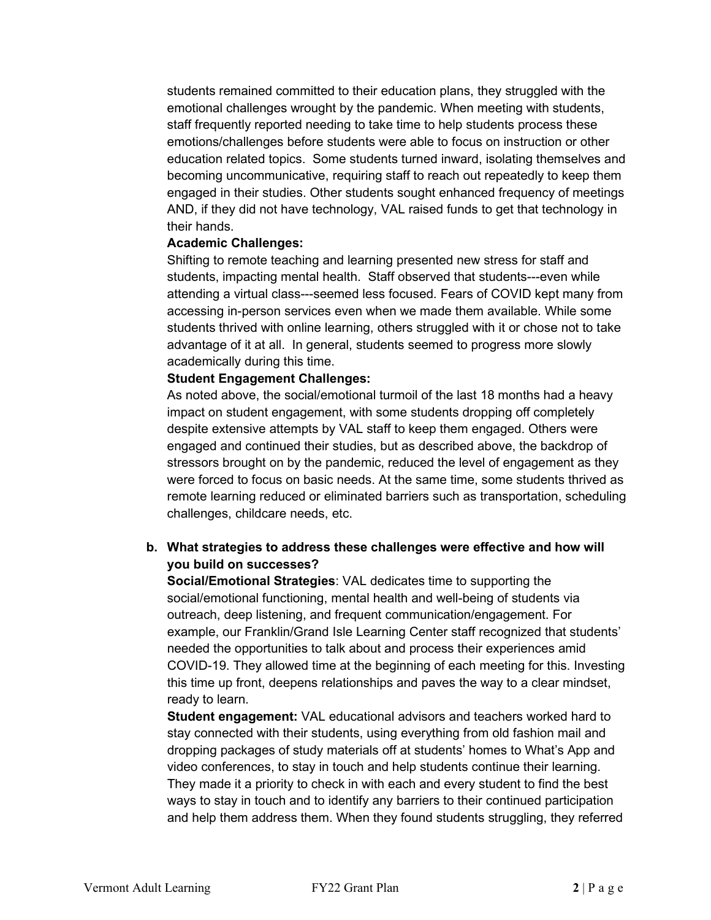students remained committed to their education plans, they struggled with the emotional challenges wrought by the pandemic. When meeting with students, staff frequently reported needing to take time to help students process these emotions/challenges before students were able to focus on instruction or other education related topics. Some students turned inward, isolating themselves and becoming uncommunicative, requiring staff to reach out repeatedly to keep them engaged in their studies. Other students sought enhanced frequency of meetings AND, if they did not have technology, VAL raised funds to get that technology in their hands.

**Academic Challenges:**
Shifting to remote teaching and learning presented new stress for staff and students, impacting mental health. Staff observed that students---even while attending a virtual class---seemed less focused. Fears of COVID kept many from accessing in-person services even when we made them available. While some students thrived with online learning, others struggled with it or chose not to take advantage of it at all. In general, students seemed to progress more slowly academically during this time.

**Student Engagement Challenges:**
As noted above, the social/emotional turmoil of the last 18 months had a heavy impact on student engagement, with some students dropping off completely despite extensive attempts by VAL staff to keep them engaged. Others were engaged and continued their studies, but as described above, the backdrop of stressors brought on by the pandemic, reduced the level of engagement as they were forced to focus on basic needs. At the same time, some students thrived as remote learning reduced or eliminated barriers such as transportation, scheduling challenges, childcare needs, etc.

**b. What strategies to address these challenges were effective and how will you build on successes?**

**Social/Emotional Strategies**: VAL dedicates time to supporting the social/emotional functioning, mental health and well-being of students via outreach, deep listening, and frequent communication/engagement. For example, our Franklin/Grand Isle Learning Center staff recognized that students' needed the opportunities to talk about and process their experiences amid COVID-19. They allowed time at the beginning of each meeting for this. Investing this time up front, deepens relationships and paves the way to a clear mindset, ready to learn.

**Student engagement:** VAL educational advisors and teachers worked hard to stay connected with their students, using everything from old fashion mail and dropping packages of study materials off at students' homes to What's App and video conferences, to stay in touch and help students continue their learning. They made it a priority to check in with each and every student to find the best ways to stay in touch and to identify any barriers to their continued participation and help them address them. When they found students struggling, they referred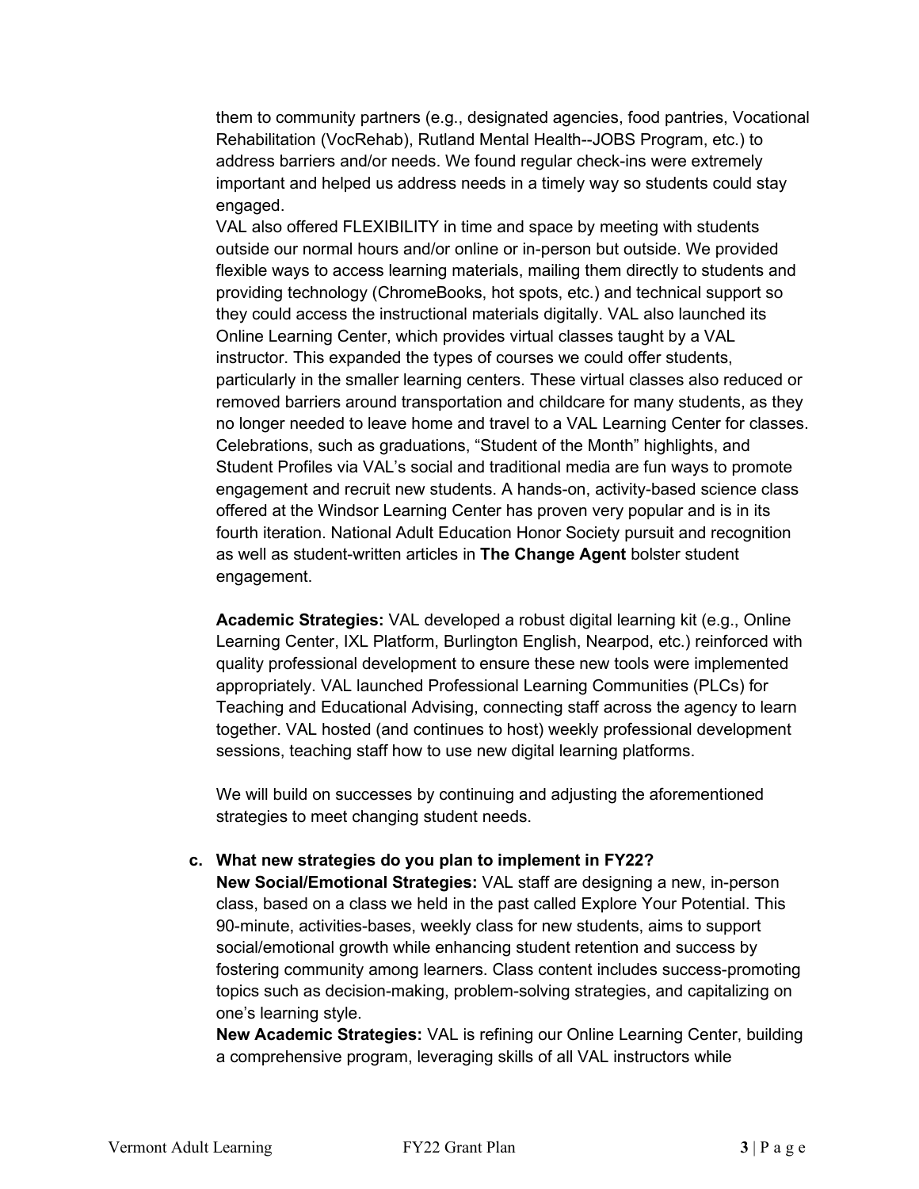them to community partners (e.g., designated agencies, food pantries, Vocational Rehabilitation (VocRehab), Rutland Mental Health--JOBS Program, etc.) to address barriers and/or needs. We found regular check-ins were extremely important and helped us address needs in a timely way so students could stay engaged.

VAL also offered FLEXIBILITY in time and space by meeting with students outside our normal hours and/or online or in-person but outside. We provided flexible ways to access learning materials, mailing them directly to students and providing technology (ChromeBooks, hot spots, etc.) and technical support so they could access the instructional materials digitally. VAL also launched its Online Learning Center, which provides virtual classes taught by a VAL instructor. This expanded the types of courses we could offer students, particularly in the smaller learning centers. These virtual classes also reduced or removed barriers around transportation and childcare for many students, as they no longer needed to leave home and travel to a VAL Learning Center for classes. Celebrations, such as graduations, "Student of the Month" highlights, and Student Profiles via VAL's social and traditional media are fun ways to promote engagement and recruit new students. A hands-on, activity-based science class offered at the Windsor Learning Center has proven very popular and is in its fourth iteration. National Adult Education Honor Society pursuit and recognition as well as student-written articles in **The Change Agent** bolster student engagement.

**Academic Strategies:** VAL developed a robust digital learning kit (e.g., Online Learning Center, IXL Platform, Burlington English, Nearpod, etc.) reinforced with quality professional development to ensure these new tools were implemented appropriately. VAL launched Professional Learning Communities (PLCs) for Teaching and Educational Advising, connecting staff across the agency to learn together. VAL hosted (and continues to host) weekly professional development sessions, teaching staff how to use new digital learning platforms.

We will build on successes by continuing and adjusting the aforementioned strategies to meet changing student needs.

**c. What new strategies do you plan to implement in FY22?**

**New Social/Emotional Strategies:** VAL staff are designing a new, in-person class, based on a class we held in the past called Explore Your Potential. This 90-minute, activities-bases, weekly class for new students, aims to support social/emotional growth while enhancing student retention and success by fostering community among learners. Class content includes success-promoting topics such as decision-making, problem-solving strategies, and capitalizing on one's learning style.

**New Academic Strategies:** VAL is refining our Online Learning Center, building a comprehensive program, leveraging skills of all VAL instructors while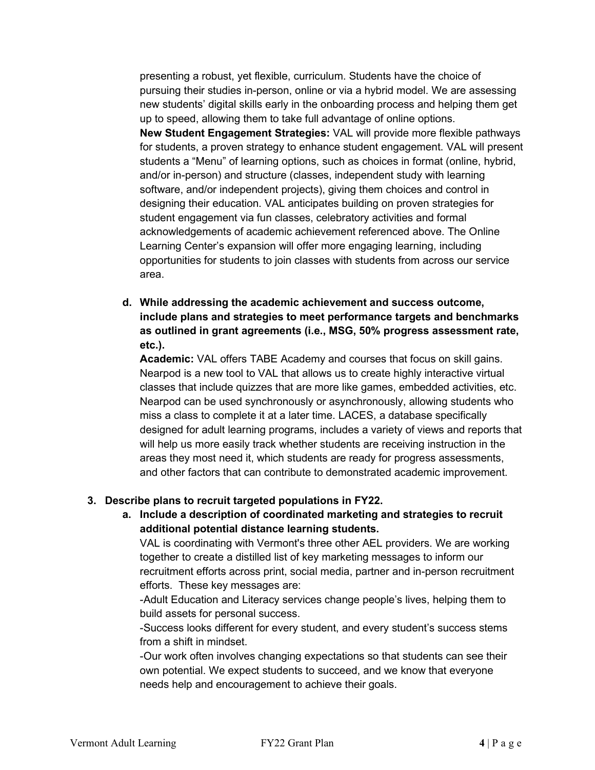presenting a robust, yet flexible, curriculum. Students have the choice of pursuing their studies in-person, online or via a hybrid model. We are assessing new students' digital skills early in the onboarding process and helping them get up to speed, allowing them to take full advantage of online options.

**New Student Engagement Strategies:** VAL will provide more flexible pathways for students, a proven strategy to enhance student engagement. VAL will present students a "Menu" of learning options, such as choices in format (online, hybrid, and/or in-person) and structure (classes, independent study with learning software, and/or independent projects), giving them choices and control in designing their education. VAL anticipates building on proven strategies for student engagement via fun classes, celebratory activities and formal acknowledgements of academic achievement referenced above. The Online Learning Center's expansion will offer more engaging learning, including opportunities for students to join classes with students from across our service area.

**d. While addressing the academic achievement and success outcome, include plans and strategies to meet performance targets and benchmarks as outlined in grant agreements (i.e., MSG, 50% progress assessment rate, etc.).**

**Academic:** VAL offers TABE Academy and courses that focus on skill gains. Nearpod is a new tool to VAL that allows us to create highly interactive virtual classes that include quizzes that are more like games, embedded activities, etc. Nearpod can be used synchronously or asynchronously, allowing students who miss a class to complete it at a later time. LACES, a database specifically designed for adult learning programs, includes a variety of views and reports that will help us more easily track whether students are receiving instruction in the areas they most need it, which students are ready for progress assessments, and other factors that can contribute to demonstrated academic improvement.

**3. Describe plans to recruit targeted populations in FY22.**

**a. Include a description of coordinated marketing and strategies to recruit additional potential distance learning students.**

VAL is coordinating with Vermont's three other AEL providers. We are working together to create a distilled list of key marketing messages to inform our recruitment efforts across print, social media, partner and in-person recruitment efforts. These key messages are:

-Adult Education and Literacy services change people's lives, helping them to build assets for personal success.

-Success looks different for every student, and every student's success stems from a shift in mindset.

-Our work often involves changing expectations so that students can see their own potential. We expect students to succeed, and we know that everyone needs help and encouragement to achieve their goals.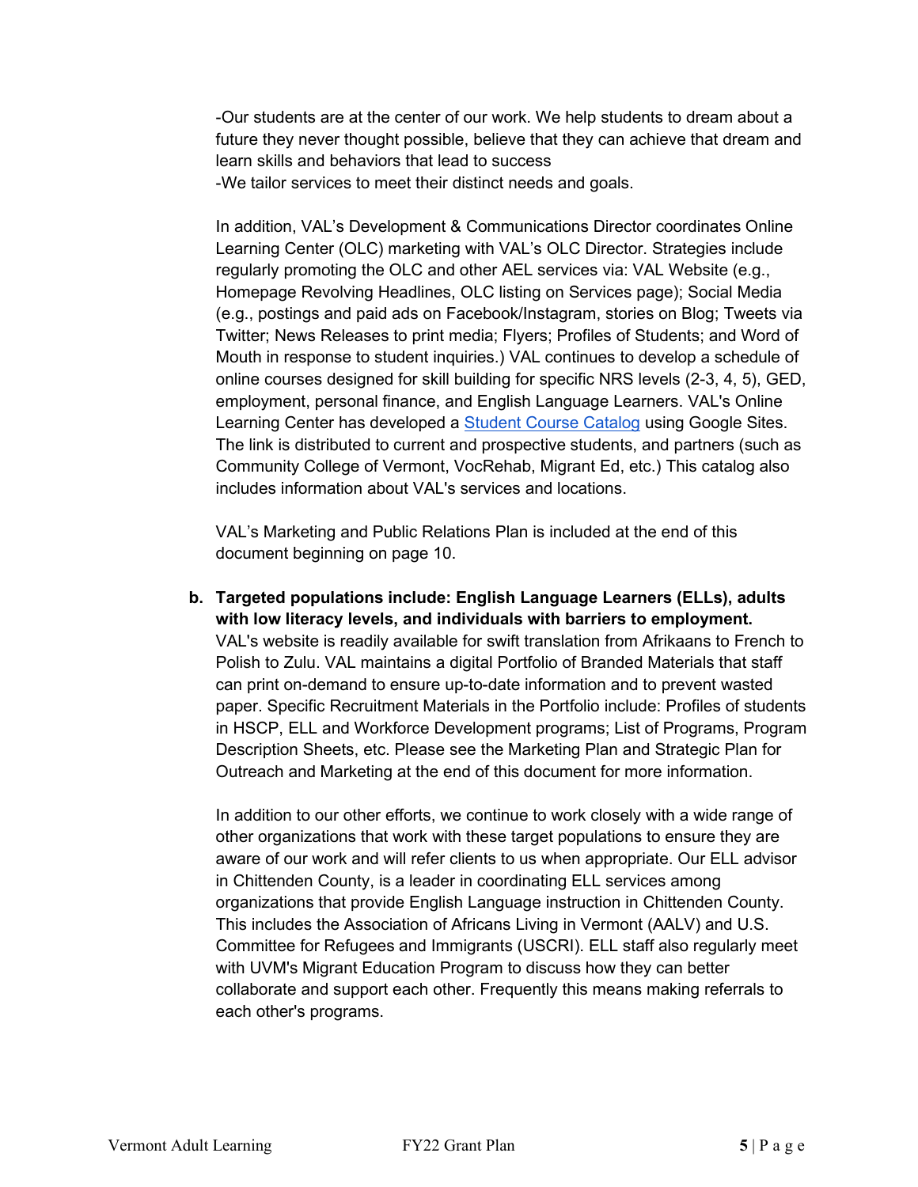-Our students are at the center of our work. We help students to dream about a future they never thought possible, believe that they can achieve that dream and learn skills and behaviors that lead to success
-We tailor services to meet their distinct needs and goals.

In addition, VAL's Development & Communications Director coordinates Online Learning Center (OLC) marketing with VAL's OLC Director. Strategies include regularly promoting the OLC and other AEL services via: VAL Website (e.g., Homepage Revolving Headlines, OLC listing on Services page); Social Media (e.g., postings and paid ads on Facebook/Instagram, stories on Blog; Tweets via Twitter; News Releases to print media; Flyers; Profiles of Students; and Word of Mouth in response to student inquiries.) VAL continues to develop a schedule of online courses designed for skill building for specific NRS levels (2-3, 4, 5), GED, employment, personal finance, and English Language Learners. VAL's Online Learning Center has developed a Student Course Catalog using Google Sites. The link is distributed to current and prospective students, and partners (such as Community College of Vermont, VocRehab, Migrant Ed, etc.) This catalog also includes information about VAL's services and locations.

VAL's Marketing and Public Relations Plan is included at the end of this document beginning on page 10.

**b. Targeted populations include: English Language Learners (ELLs), adults with low literacy levels, and individuals with barriers to employment.**

VAL's website is readily available for swift translation from Afrikaans to French to Polish to Zulu. VAL maintains a digital Portfolio of Branded Materials that staff can print on-demand to ensure up-to-date information and to prevent wasted paper. Specific Recruitment Materials in the Portfolio include: Profiles of students in HSCP, ELL and Workforce Development programs; List of Programs, Program Description Sheets, etc. Please see the Marketing Plan and Strategic Plan for Outreach and Marketing at the end of this document for more information.

In addition to our other efforts, we continue to work closely with a wide range of other organizations that work with these target populations to ensure they are aware of our work and will refer clients to us when appropriate. Our ELL advisor in Chittenden County, is a leader in coordinating ELL services among organizations that provide English Language instruction in Chittenden County. This includes the Association of Africans Living in Vermont (AALV) and U.S. Committee for Refugees and Immigrants (USCRI). ELL staff also regularly meet with UVM's Migrant Education Program to discuss how they can better collaborate and support each other. Frequently this means making referrals to each other's programs.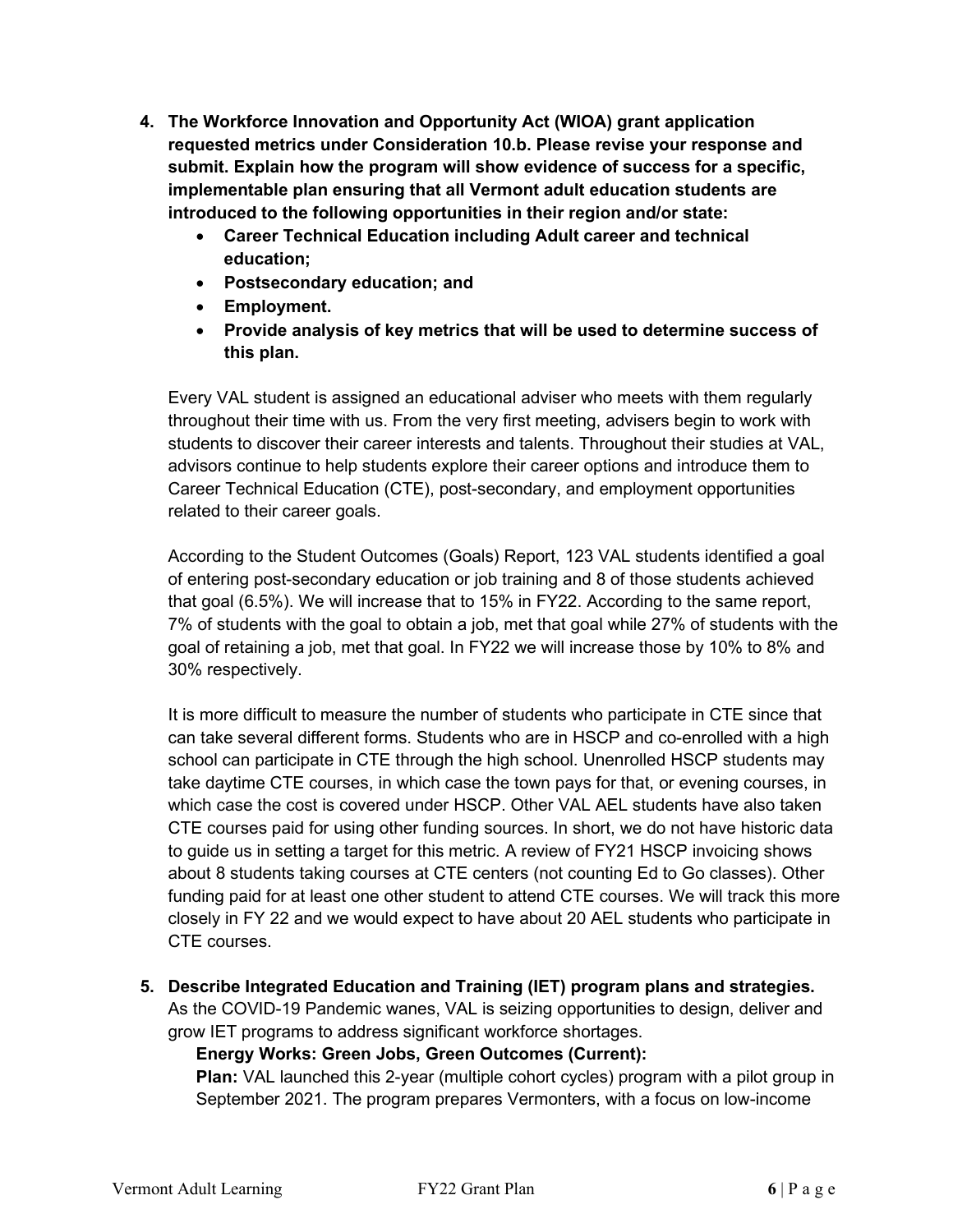4. **The Workforce Innovation and Opportunity Act (WIOA) grant application requested metrics under Consideration 10.b. Please revise your response and submit. Explain how the program will show evidence of success for a specific, implementable plan ensuring that all Vermont adult education students are introduced to the following opportunities in their region and/or state:**
   - **Career Technical Education including Adult career and technical education;**
   - **Postsecondary education; and**
   - **Employment.**
   - **Provide analysis of key metrics that will be used to determine success of this plan.**

   Every VAL student is assigned an educational adviser who meets with them regularly throughout their time with us. From the very first meeting, advisers begin to work with students to discover their career interests and talents. Throughout their studies at VAL, advisors continue to help students explore their career options and introduce them to Career Technical Education (CTE), post-secondary, and employment opportunities related to their career goals.

   According to the Student Outcomes (Goals) Report, 123 VAL students identified a goal of entering post-secondary education or job training and 8 of those students achieved that goal (6.5%). We will increase that to 15% in FY22. According to the same report, 7% of students with the goal to obtain a job, met that goal while 27% of students with the goal of retaining a job, met that goal. In FY22 we will increase those by 10% to 8% and 30% respectively.

   It is more difficult to measure the number of students who participate in CTE since that can take several different forms. Students who are in HSCP and co-enrolled with a high school can participate in CTE through the high school. Unenrolled HSCP students may take daytime CTE courses, in which case the town pays for that, or evening courses, in which case the cost is covered under HSCP. Other VAL AEL students have also taken CTE courses paid for using other funding sources. In short, we do not have historic data to guide us in setting a target for this metric. A review of FY21 HSCP invoicing shows about 8 students taking courses at CTE centers (not counting Ed to Go classes). Other funding paid for at least one other student to attend CTE courses. We will track this more closely in FY 22 and we would expect to have about 20 AEL students who participate in CTE courses.

5. **Describe Integrated Education and Training (IET) program plans and strategies.** As the COVID-19 Pandemic wanes, VAL is seizing opportunities to design, deliver and grow IET programs to address significant workforce shortages.

   **Energy Works: Green Jobs, Green Outcomes (Current):**

   **Plan:** VAL launched this 2-year (multiple cohort cycles) program with a pilot group in September 2021. The program prepares Vermonters, with a focus on low-income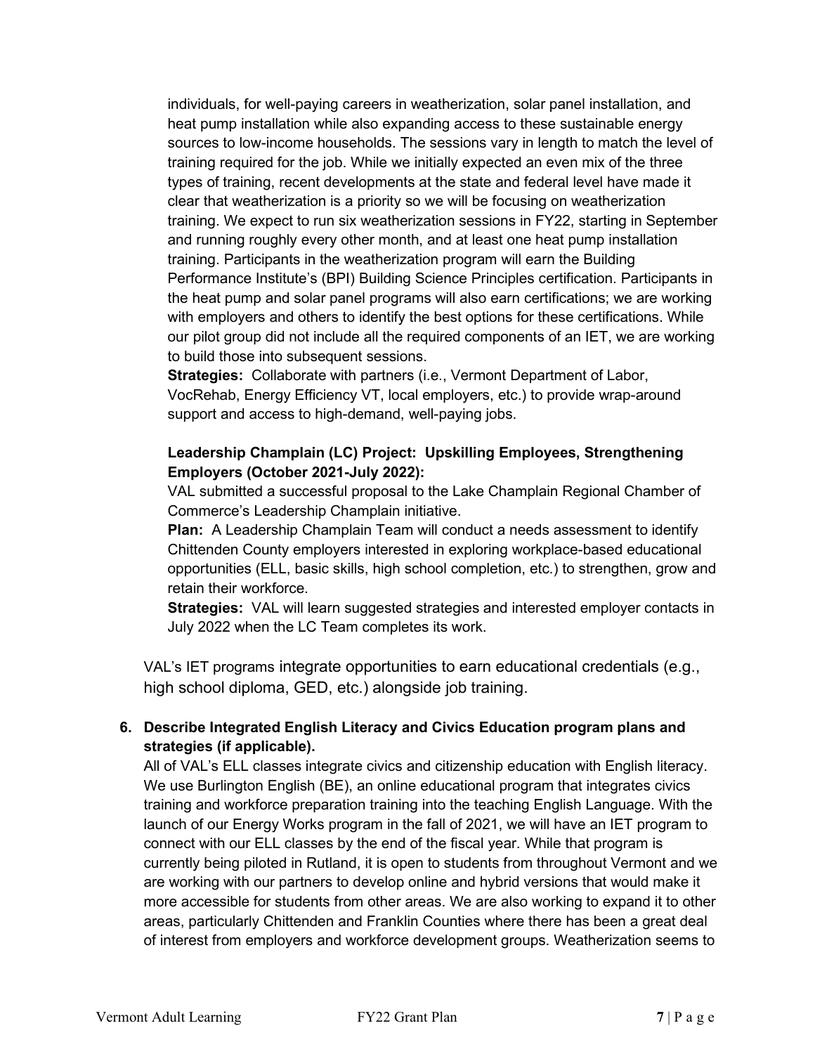individuals, for well-paying careers in weatherization, solar panel installation, and heat pump installation while also expanding access to these sustainable energy sources to low-income households. The sessions vary in length to match the level of training required for the job. While we initially expected an even mix of the three types of training, recent developments at the state and federal level have made it clear that weatherization is a priority so we will be focusing on weatherization training. We expect to run six weatherization sessions in FY22, starting in September and running roughly every other month, and at least one heat pump installation training. Participants in the weatherization program will earn the Building Performance Institute's (BPI) Building Science Principles certification. Participants in the heat pump and solar panel programs will also earn certifications; we are working with employers and others to identify the best options for these certifications. While our pilot group did not include all the required components of an IET, we are working to build those into subsequent sessions.

**Strategies:** Collaborate with partners (i.e., Vermont Department of Labor, VocRehab, Energy Efficiency VT, local employers, etc.) to provide wrap-around support and access to high-demand, well-paying jobs.

**Leadership Champlain (LC) Project: Upskilling Employees, Strengthening Employers (October 2021-July 2022):**

VAL submitted a successful proposal to the Lake Champlain Regional Chamber of Commerce's Leadership Champlain initiative.

**Plan:** A Leadership Champlain Team will conduct a needs assessment to identify Chittenden County employers interested in exploring workplace-based educational opportunities (ELL, basic skills, high school completion, etc.) to strengthen, grow and retain their workforce.

**Strategies:** VAL will learn suggested strategies and interested employer contacts in July 2022 when the LC Team completes its work.

VAL's IET programs integrate opportunities to earn educational credentials (e.g., high school diploma, GED, etc.) alongside job training.

6. **Describe Integrated English Literacy and Civics Education program plans and strategies (if applicable).**

All of VAL's ELL classes integrate civics and citizenship education with English literacy. We use Burlington English (BE), an online educational program that integrates civics training and workforce preparation training into the teaching English Language. With the launch of our Energy Works program in the fall of 2021, we will have an IET program to connect with our ELL classes by the end of the fiscal year. While that program is currently being piloted in Rutland, it is open to students from throughout Vermont and we are working with our partners to develop online and hybrid versions that would make it more accessible for students from other areas. We are also working to expand it to other areas, particularly Chittenden and Franklin Counties where there has been a great deal of interest from employers and workforce development groups. Weatherization seems to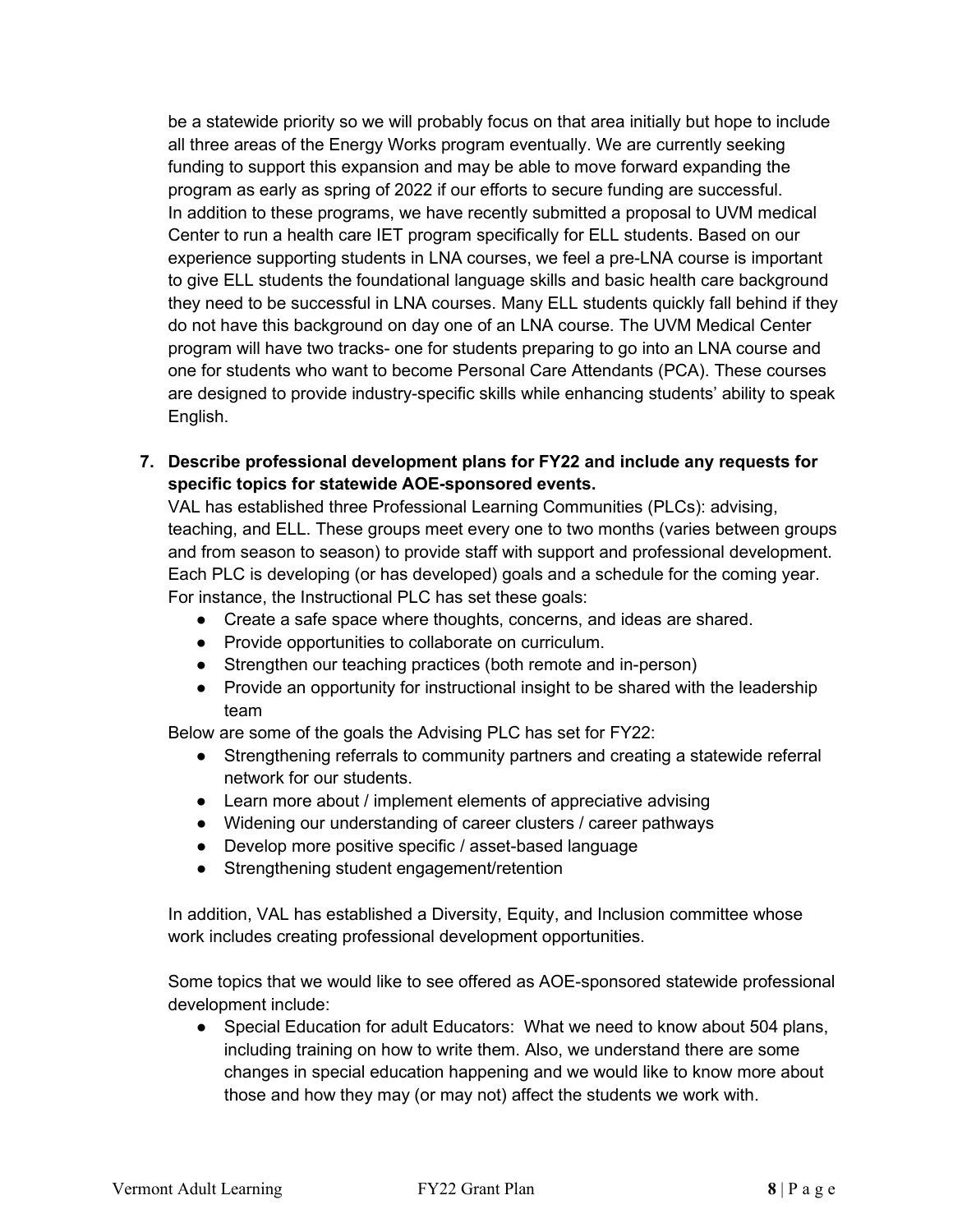be a statewide priority so we will probably focus on that area initially but hope to include all three areas of the Energy Works program eventually. We are currently seeking funding to support this expansion and may be able to move forward expanding the program as early as spring of 2022 if our efforts to secure funding are successful. In addition to these programs, we have recently submitted a proposal to UVM medical Center to run a health care IET program specifically for ELL students. Based on our experience supporting students in LNA courses, we feel a pre-LNA course is important to give ELL students the foundational language skills and basic health care background they need to be successful in LNA courses. Many ELL students quickly fall behind if they do not have this background on day one of an LNA course. The UVM Medical Center program will have two tracks- one for students preparing to go into an LNA course and one for students who want to become Personal Care Attendants (PCA). These courses are designed to provide industry-specific skills while enhancing students' ability to speak English.

7. **Describe professional development plans for FY22 and include any requests for specific topics for statewide AOE-sponsored events.**

VAL has established three Professional Learning Communities (PLCs): advising, teaching, and ELL. These groups meet every one to two months (varies between groups and from season to season) to provide staff with support and professional development. Each PLC is developing (or has developed) goals and a schedule for the coming year. For instance, the Instructional PLC has set these goals:

- Create a safe space where thoughts, concerns, and ideas are shared.
- Provide opportunities to collaborate on curriculum.
- Strengthen our teaching practices (both remote and in-person)
- Provide an opportunity for instructional insight to be shared with the leadership team

Below are some of the goals the Advising PLC has set for FY22:

- Strengthening referrals to community partners and creating a statewide referral network for our students.
- Learn more about / implement elements of appreciative advising
- Widening our understanding of career clusters / career pathways
- Develop more positive specific / asset-based language
- Strengthening student engagement/retention

In addition, VAL has established a Diversity, Equity, and Inclusion committee whose work includes creating professional development opportunities.

Some topics that we would like to see offered as AOE-sponsored statewide professional development include:

- Special Education for adult Educators: What we need to know about 504 plans, including training on how to write them. Also, we understand there are some changes in special education happening and we would like to know more about those and how they may (or may not) affect the students we work with.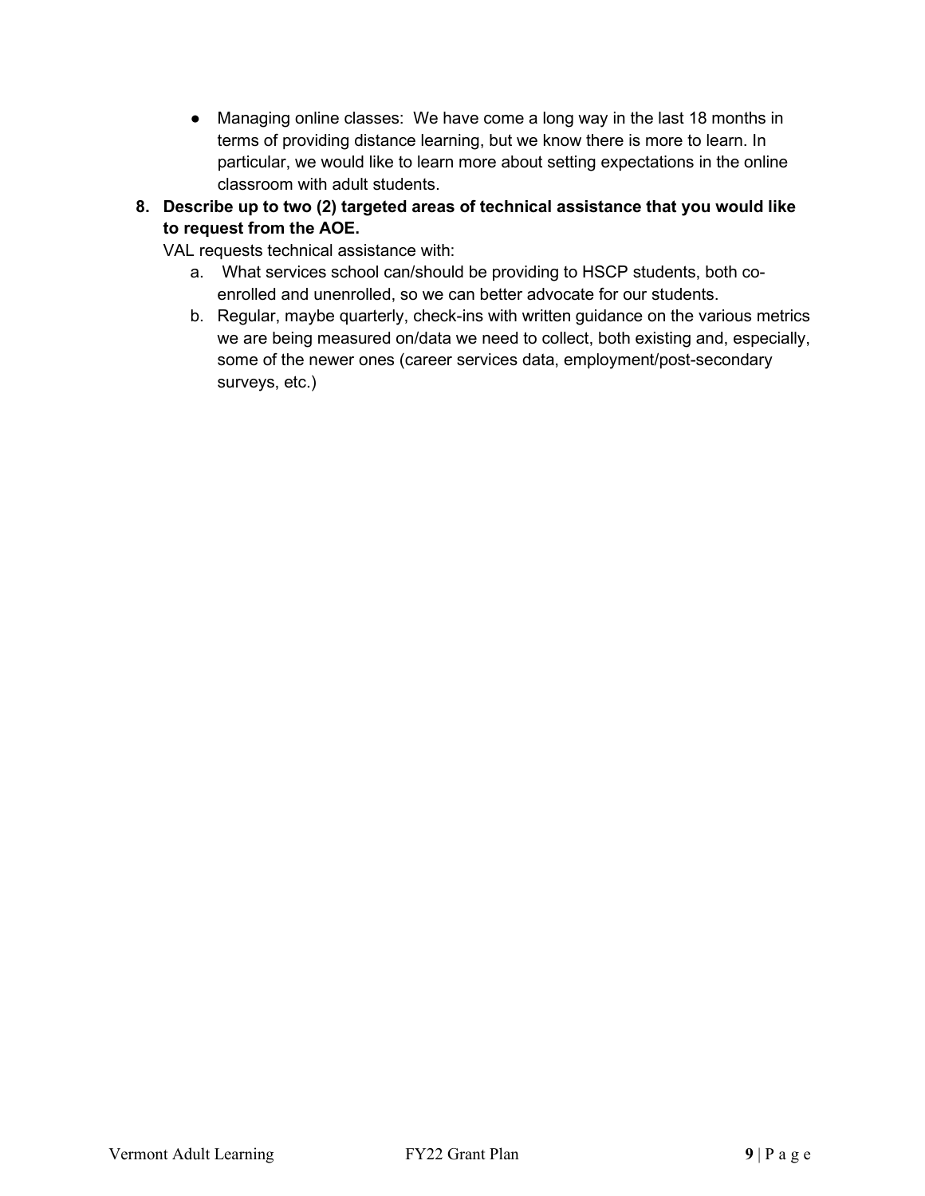- Managing online classes: We have come a long way in the last 18 months in terms of providing distance learning, but we know there is more to learn. In particular, we would like to learn more about setting expectations in the online classroom with adult students.

8. **Describe up to two (2) targeted areas of technical assistance that you would like to request from the AOE.**

   VAL requests technical assistance with:

   a. What services school can/should be providing to HSCP students, both co-enrolled and unenrolled, so we can better advocate for our students.
   b. Regular, maybe quarterly, check-ins with written guidance on the various metrics we are being measured on/data we need to collect, both existing and, especially, some of the newer ones (career services data, employment/post-secondary surveys, etc.)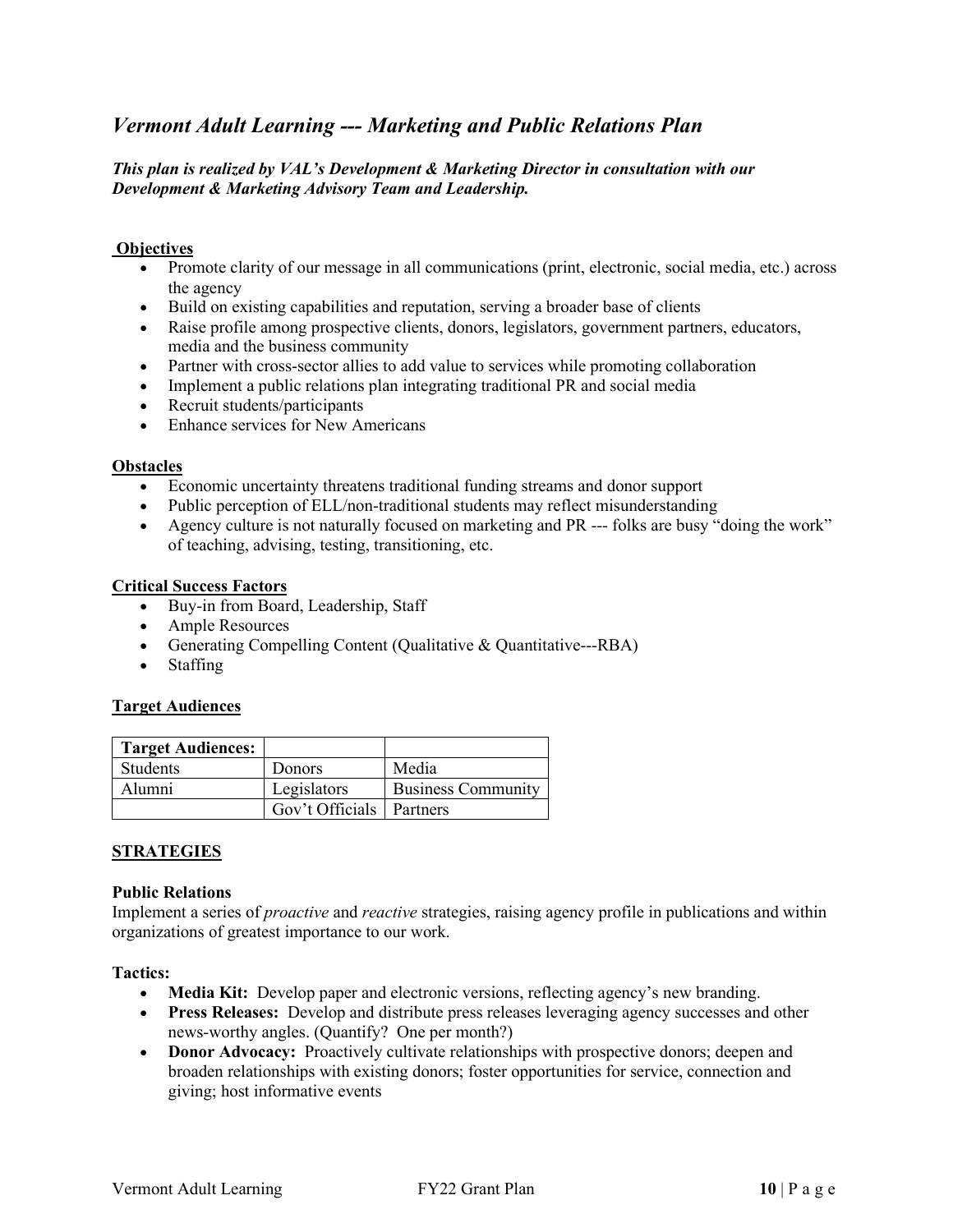## *Vermont Adult Learning --- Marketing and Public Relations Plan*

***This plan is realized by VAL's Development & Marketing Director in consultation with our Development & Marketing Advisory Team and Leadership.***

**Objectives**

- Promote clarity of our message in all communications (print, electronic, social media, etc.) across the agency
- Build on existing capabilities and reputation, serving a broader base of clients
- Raise profile among prospective clients, donors, legislators, government partners, educators, media and the business community
- Partner with cross-sector allies to add value to services while promoting collaboration
- Implement a public relations plan integrating traditional PR and social media
- Recruit students/participants
- Enhance services for New Americans

**Obstacles**

- Economic uncertainty threatens traditional funding streams and donor support
- Public perception of ELL/non-traditional students may reflect misunderstanding
- Agency culture is not naturally focused on marketing and PR --- folks are busy "doing the work" of teaching, advising, testing, transitioning, etc.

**Critical Success Factors**

- Buy-in from Board, Leadership, Staff
- Ample Resources
- Generating Compelling Content (Qualitative & Quantitative---RBA)
- Staffing

**Target Audiences**

| **Target Audiences:** | | |
|---|---|---|
| Students | Donors | Media |
| Alumni | Legislators | Business Community |
| | Gov't Officials | Partners |

**STRATEGIES**

**Public Relations**

Implement a series of *proactive* and *reactive* strategies, raising agency profile in publications and within organizations of greatest importance to our work.

**Tactics:**

- **Media Kit:** Develop paper and electronic versions, reflecting agency's new branding.
- **Press Releases:** Develop and distribute press releases leveraging agency successes and other news-worthy angles. (Quantify? One per month?)
- **Donor Advocacy:** Proactively cultivate relationships with prospective donors; deepen and broaden relationships with existing donors; foster opportunities for service, connection and giving; host informative events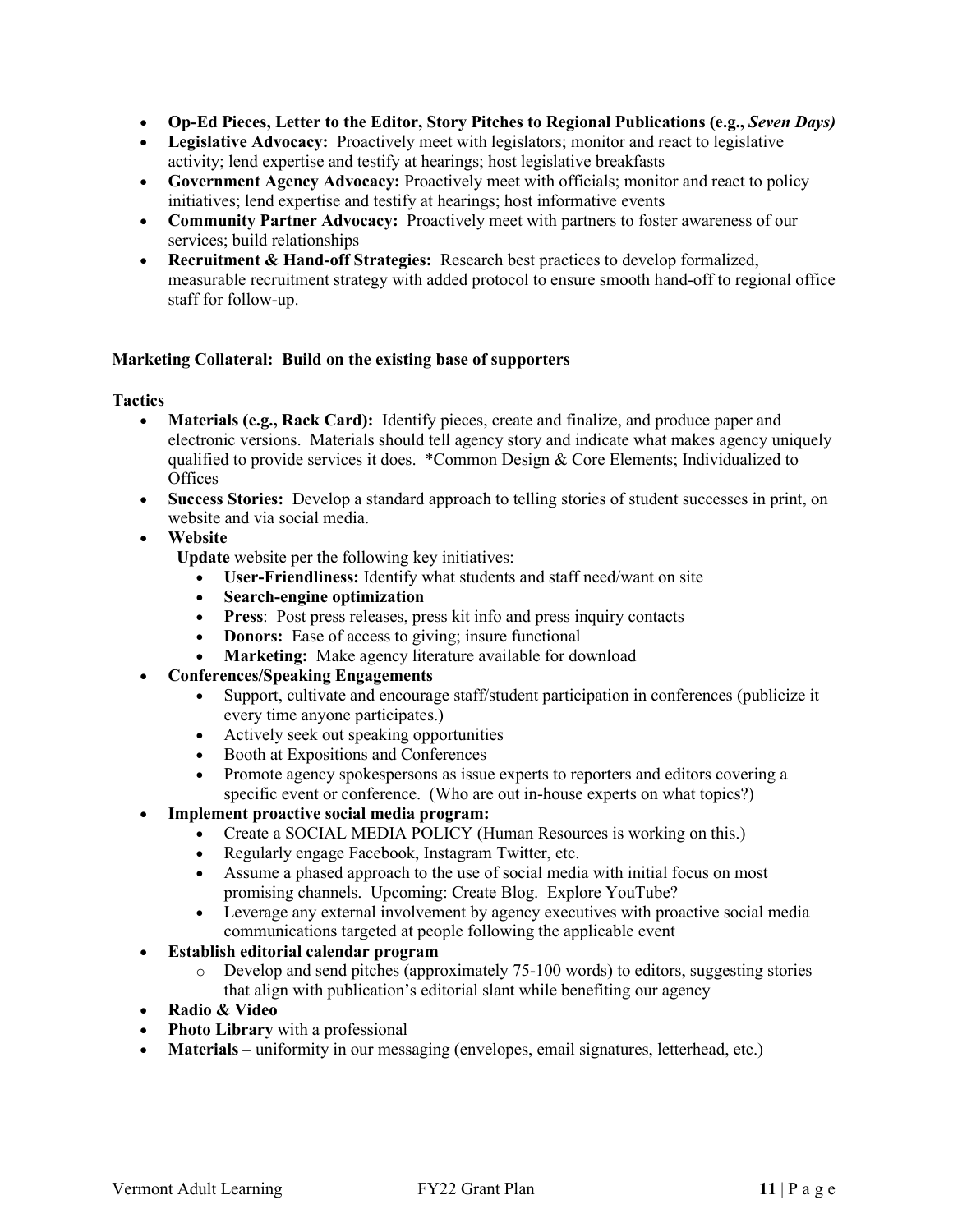- **Op-Ed Pieces, Letter to the Editor, Story Pitches to Regional Publications (e.g., *Seven Days*)**
- **Legislative Advocacy:** Proactively meet with legislators; monitor and react to legislative activity; lend expertise and testify at hearings; host legislative breakfasts
- **Government Agency Advocacy:** Proactively meet with officials; monitor and react to policy initiatives; lend expertise and testify at hearings; host informative events
- **Community Partner Advocacy:** Proactively meet with partners to foster awareness of our services; build relationships
- **Recruitment & Hand-off Strategies:** Research best practices to develop formalized, measurable recruitment strategy with added protocol to ensure smooth hand-off to regional office staff for follow-up.

**Marketing Collateral: Build on the existing base of supporters**

**Tactics**

- **Materials (e.g., Rack Card):** Identify pieces, create and finalize, and produce paper and electronic versions. Materials should tell agency story and indicate what makes agency uniquely qualified to provide services it does. *Common Design & Core Elements; Individualized to Offices
- **Success Stories:** Develop a standard approach to telling stories of student successes in print, on website and via social media.
- **Website**

  **Update** website per the following key initiatives:
  - **User-Friendliness:** Identify what students and staff need/want on site
  - **Search-engine optimization**
  - **Press**: Post press releases, press kit info and press inquiry contacts
  - **Donors:** Ease of access to giving; insure functional
  - **Marketing:** Make agency literature available for download
- **Conferences/Speaking Engagements**
  - Support, cultivate and encourage staff/student participation in conferences (publicize it every time anyone participates.)
  - Actively seek out speaking opportunities
  - Booth at Expositions and Conferences
  - Promote agency spokespersons as issue experts to reporters and editors covering a specific event or conference. (Who are out in-house experts on what topics?)
- **Implement proactive social media program:**
  - Create a SOCIAL MEDIA POLICY (Human Resources is working on this.)
  - Regularly engage Facebook, Instagram Twitter, etc.
  - Assume a phased approach to the use of social media with initial focus on most promising channels. Upcoming: Create Blog. Explore YouTube?
  - Leverage any external involvement by agency executives with proactive social media communications targeted at people following the applicable event
- **Establish editorial calendar program**
  - Develop and send pitches (approximately 75-100 words) to editors, suggesting stories that align with publication's editorial slant while benefiting our agency
- **Radio & Video**
- **Photo Library** with a professional
- **Materials –** uniformity in our messaging (envelopes, email signatures, letterhead, etc.)